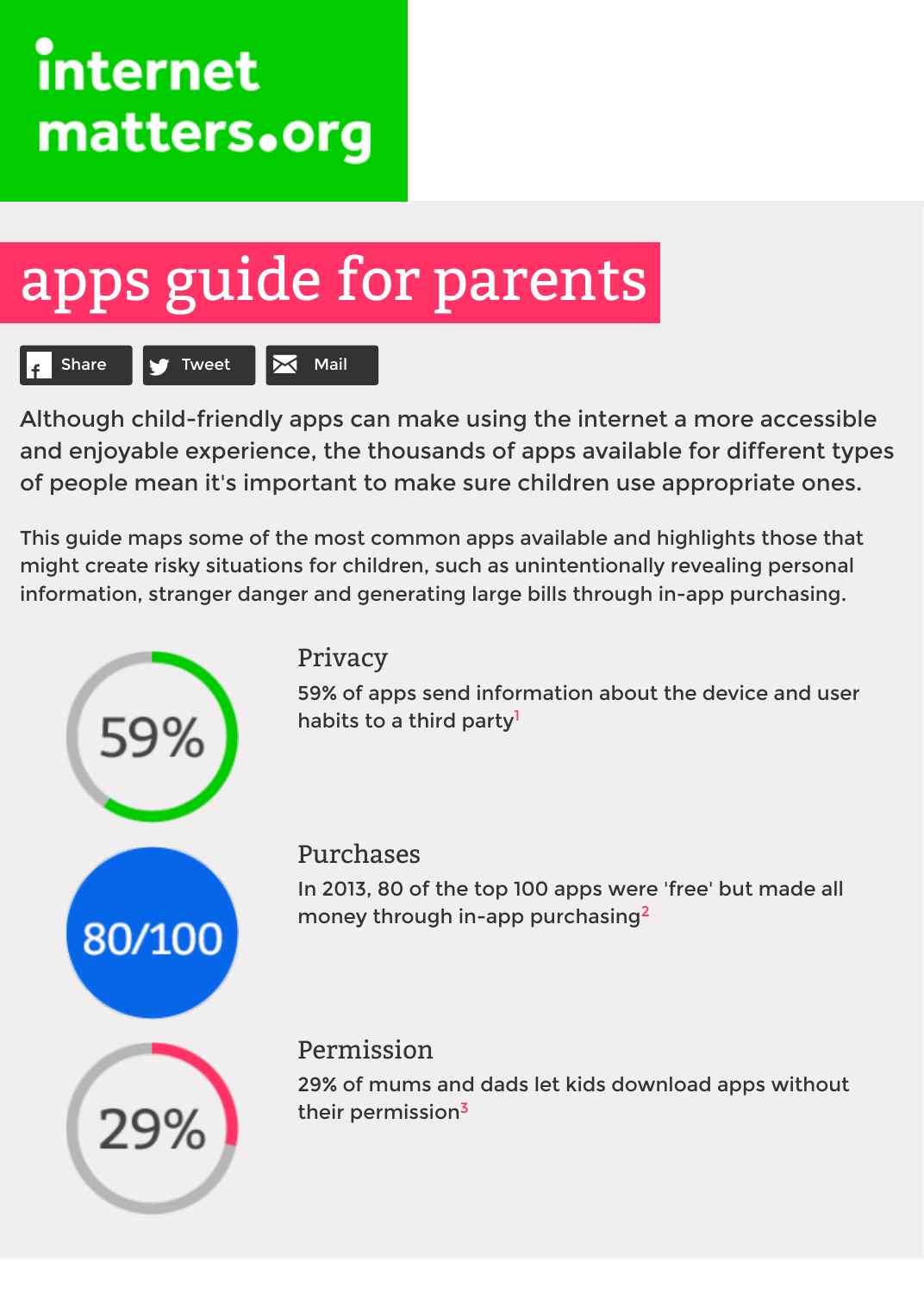internet matters.org

# apps guide for parents

Share Tweet Mail

Although child-friendly apps can make using the internet a more accessible and enjoyable experience, the thousands of apps available for different types of people mean it's important to make sure children use appropriate ones.

This guide maps some of the most common apps available and highlights those that might create risky situations for children, such as unintentionally revealing personal information, stranger danger and generating large bills through in-app purchasing.

59%

## Privacy

59% of apps send information about the device and user habits to a third party[1]

80/100

## Purchases

In 2013, 80 of the top 100 apps were 'free' but made all money through in-app purchasing[2]

29%

## Permission

29% of mums and dads let kids download apps without their permission[3]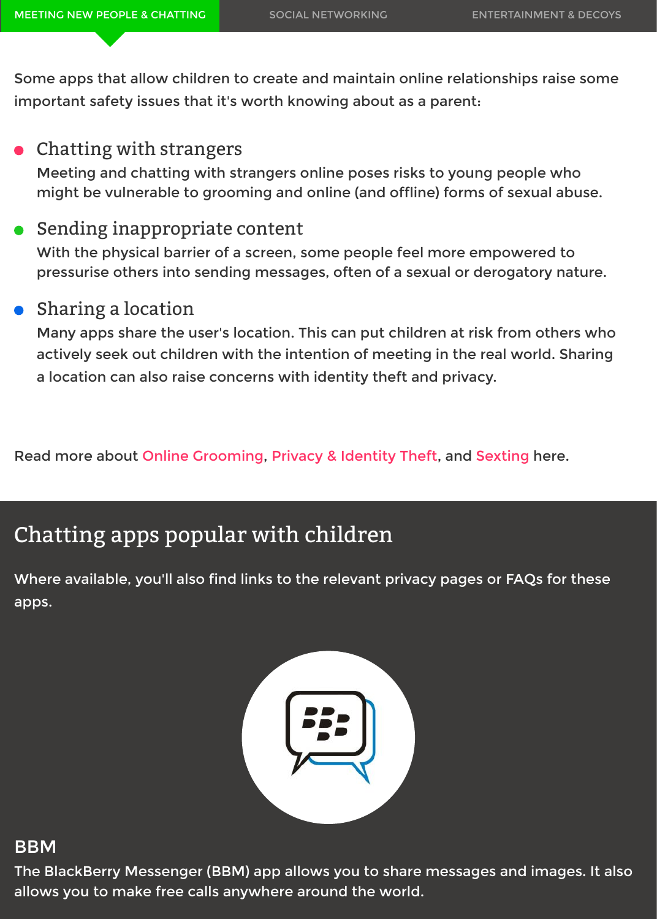MEETING NEW PEOPLE & CHATTING | SOCIAL NETWORKING | ENTERTAINMENT & DECOYS

Some apps that allow children to create and maintain online relationships raise some important safety issues that it's worth knowing about as a parent:

- **Chatting with strangers**
  Meeting and chatting with strangers online poses risks to young people who might be vulnerable to grooming and online (and offline) forms of sexual abuse.

- **Sending inappropriate content**
  With the physical barrier of a screen, some people feel more empowered to pressurise others into sending messages, often of a sexual or derogatory nature.

- **Sharing a location**
  Many apps share the user's location. This can put children at risk from others who actively seek out children with the intention of meeting in the real world. Sharing a location can also raise concerns with identity theft and privacy.

Read more about Online Grooming, Privacy & Identity Theft, and Sexting here.

## Chatting apps popular with children

Where available, you'll also find links to the relevant privacy pages or FAQs for these apps.

### BBM

The BlackBerry Messenger (BBM) app allows you to share messages and images. It also allows you to make free calls anywhere around the world.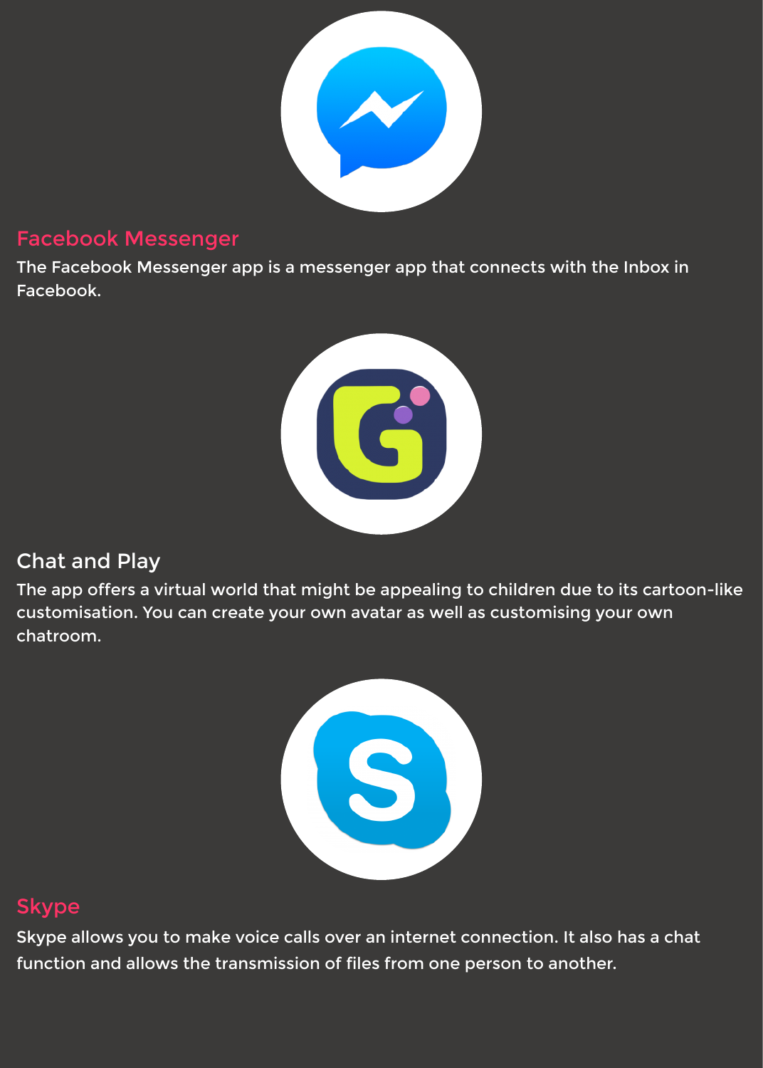## Facebook Messenger

The Facebook Messenger app is a messenger app that connects with the Inbox in Facebook.

## Chat and Play

The app offers a virtual world that might be appealing to children due to its cartoon-like customisation. You can create your own avatar as well as customising your own chatroom.

## Skype

Skype allows you to make voice calls over an internet connection. It also has a chat function and allows the transmission of files from one person to another.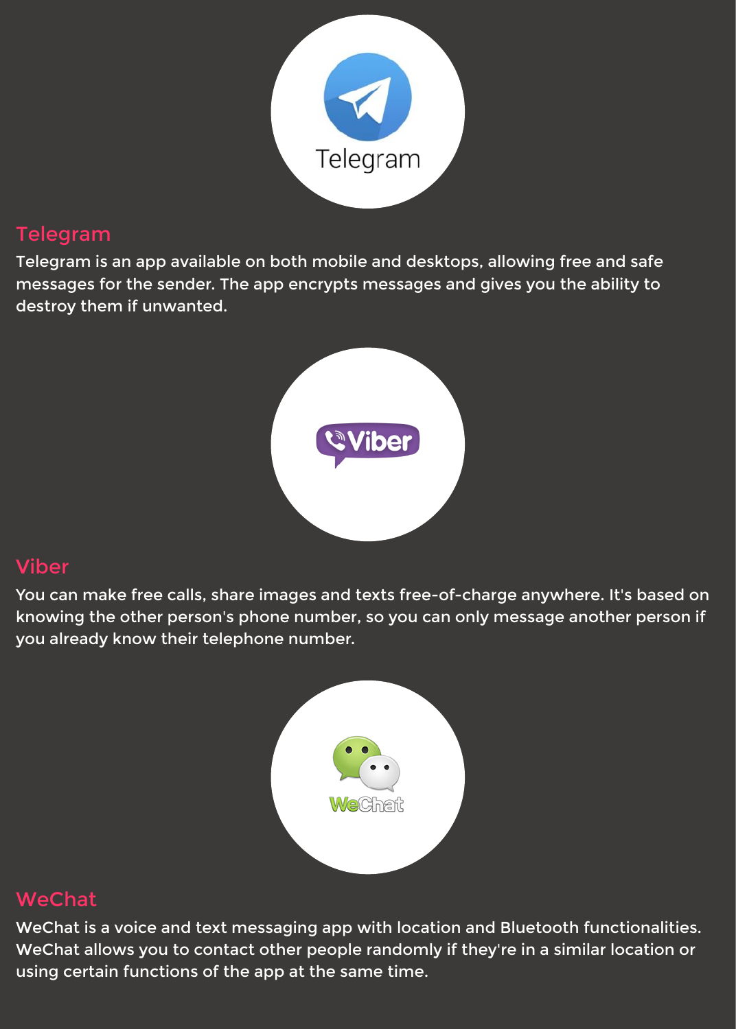## Telegram

Telegram is an app available on both mobile and desktops, allowing free and safe messages for the sender. The app encrypts messages and gives you the ability to destroy them if unwanted.

## Viber

You can make free calls, share images and texts free-of-charge anywhere. It's based on knowing the other person's phone number, so you can only message another person if you already know their telephone number.

## WeChat

WeChat is a voice and text messaging app with location and Bluetooth functionalities. WeChat allows you to contact other people randomly if they're in a similar location or using certain functions of the app at the same time.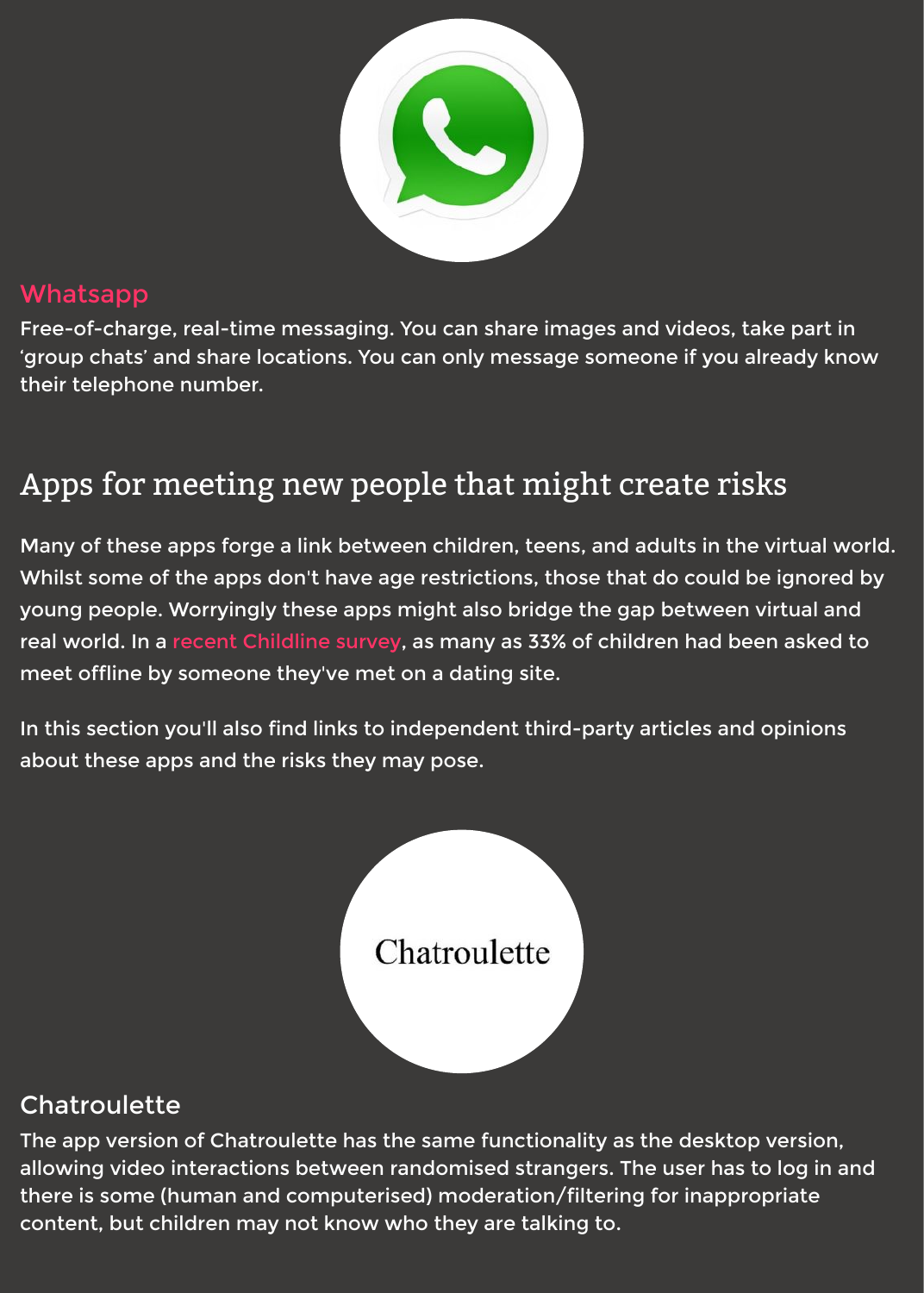### Whatsapp

Free-of-charge, real-time messaging. You can share images and videos, take part in 'group chats' and share locations. You can only message someone if you already know their telephone number.

## Apps for meeting new people that might create risks

Many of these apps forge a link between children, teens, and adults in the virtual world. Whilst some of the apps don't have age restrictions, those that do could be ignored by young people. Worryingly these apps might also bridge the gap between virtual and real world. In a recent Childline survey, as many as 33% of children had been asked to meet offline by someone they've met on a dating site.

In this section you'll also find links to independent third-party articles and opinions about these apps and the risks they may pose.

### Chatroulette

The app version of Chatroulette has the same functionality as the desktop version, allowing video interactions between randomised strangers. The user has to log in and there is some (human and computerised) moderation/filtering for inappropriate content, but children may not know who they are talking to.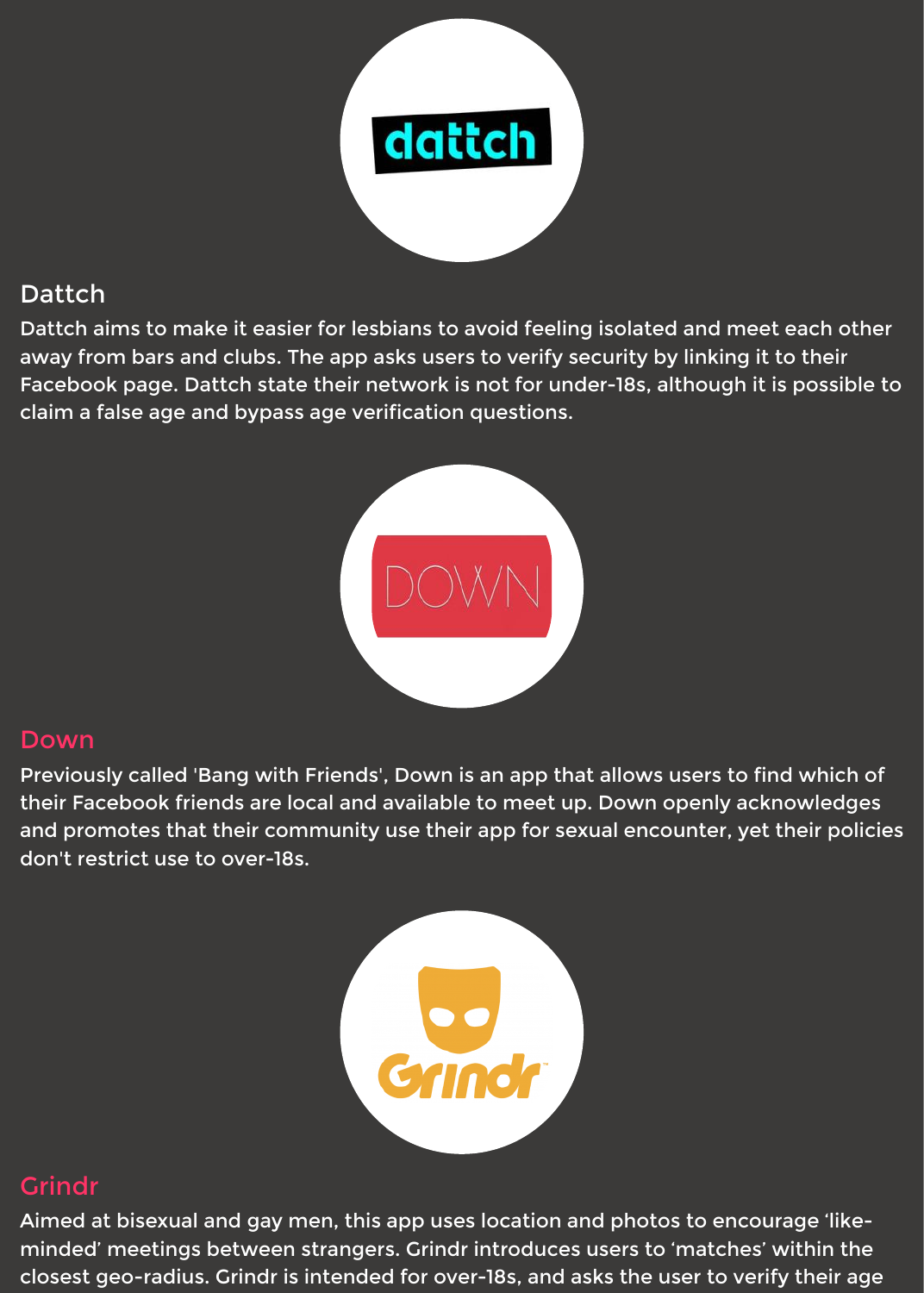## Dattch

Dattch aims to make it easier for lesbians to avoid feeling isolated and meet each other away from bars and clubs. The app asks users to verify security by linking it to their Facebook page. Dattch state their network is not for under-18s, although it is possible to claim a false age and bypass age verification questions.

## Down

Previously called 'Bang with Friends', Down is an app that allows users to find which of their Facebook friends are local and available to meet up. Down openly acknowledges and promotes that their community use their app for sexual encounter, yet their policies don't restrict use to over-18s.

## Grindr

Aimed at bisexual and gay men, this app uses location and photos to encourage 'like-minded' meetings between strangers. Grindr introduces users to 'matches' within the closest geo-radius. Grindr is intended for over-18s, and asks the user to verify their age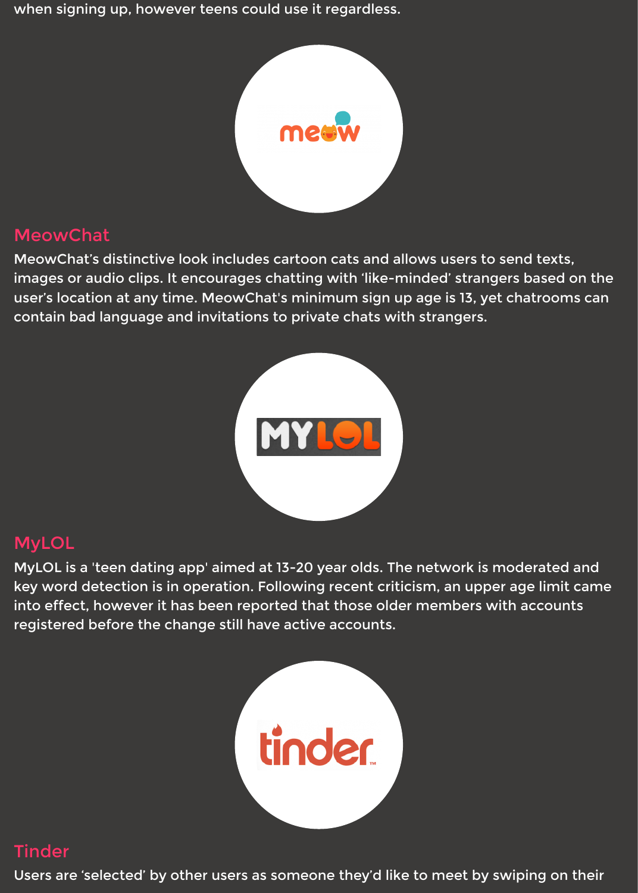when signing up, however teens could use it regardless.

## MeowChat

MeowChat's distinctive look includes cartoon cats and allows users to send texts, images or audio clips. It encourages chatting with 'like-minded' strangers based on the user's location at any time. MeowChat's minimum sign up age is 13, yet chatrooms can contain bad language and invitations to private chats with strangers.

## MyLOL

MyLOL is a 'teen dating app' aimed at 13-20 year olds. The network is moderated and key word detection is in operation. Following recent criticism, an upper age limit came into effect, however it has been reported that those older members with accounts registered before the change still have active accounts.

## Tinder

Users are 'selected' by other users as someone they'd like to meet by swiping on their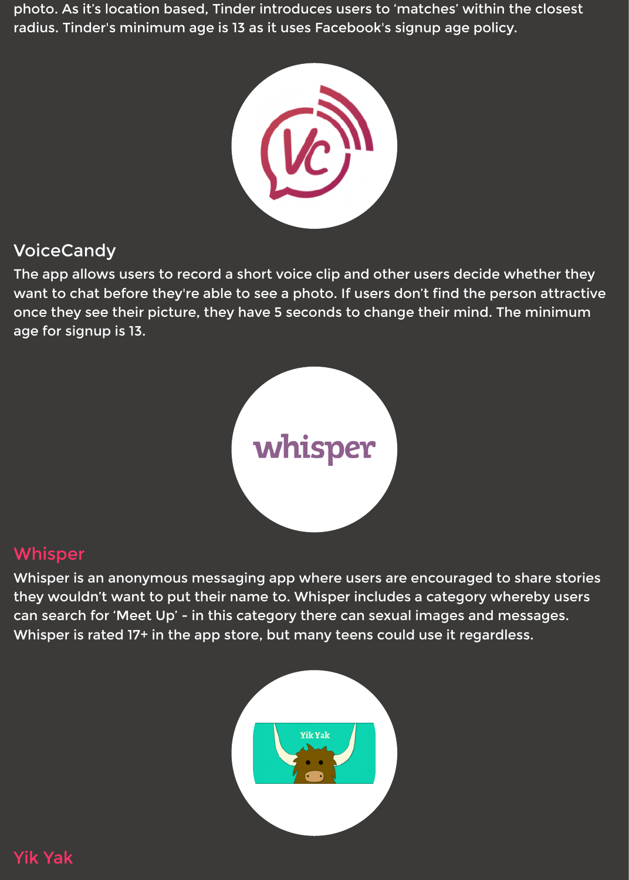photo. As it's location based, Tinder introduces users to 'matches' within the closest radius. Tinder's minimum age is 13 as it uses Facebook's signup age policy.

## VoiceCandy

The app allows users to record a short voice clip and other users decide whether they want to chat before they're able to see a photo. If users don't find the person attractive once they see their picture, they have 5 seconds to change their mind. The minimum age for signup is 13.

## Whisper

Whisper is an anonymous messaging app where users are encouraged to share stories they wouldn't want to put their name to. Whisper includes a category whereby users can search for 'Meet Up' - in this category there can sexual images and messages. Whisper is rated 17+ in the app store, but many teens could use it regardless.

## Yik Yak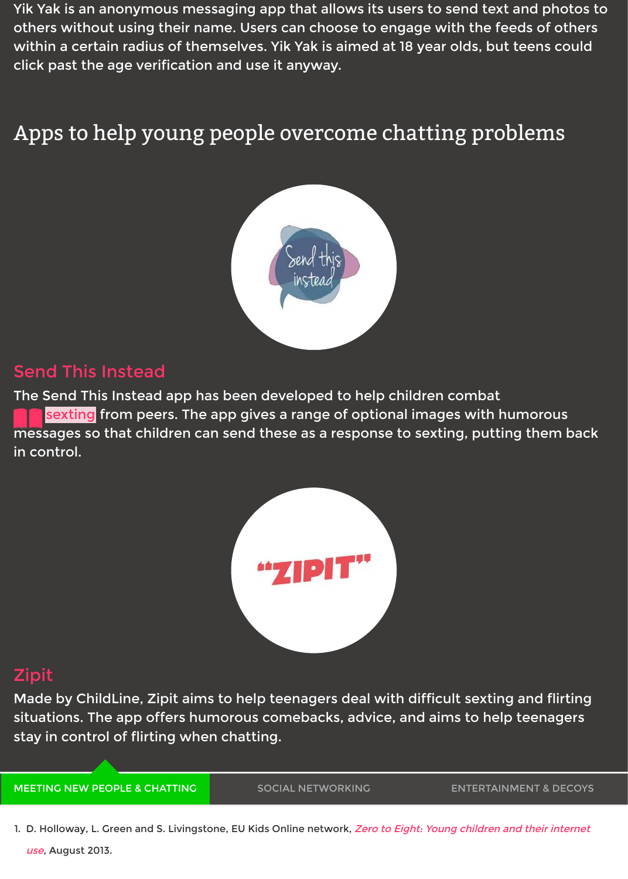Yik Yak is an anonymous messaging app that allows its users to send text and photos to others without using their name. Users can choose to engage with the feeds of others within a certain radius of themselves. Yik Yak is aimed at 18 year olds, but teens could click past the age verification and use it anyway.

## Apps to help young people overcome chatting problems

### Send This Instead

The Send This Instead app has been developed to help children combat sexting from peers. The app gives a range of optional images with humorous messages so that children can send these as a response to sexting, putting them back in control.

### Zipit

Made by ChildLine, Zipit aims to help teenagers deal with difficult sexting and flirting situations. The app offers humorous comebacks, advice, and aims to help teenagers stay in control of flirting when chatting.

MEETING NEW PEOPLE & CHATTING | SOCIAL NETWORKING | ENTERTAINMENT & DECOYS

1. D. Holloway, L. Green and S. Livingstone, EU Kids Online network, *Zero to Eight: Young children and their internet use*, August 2013.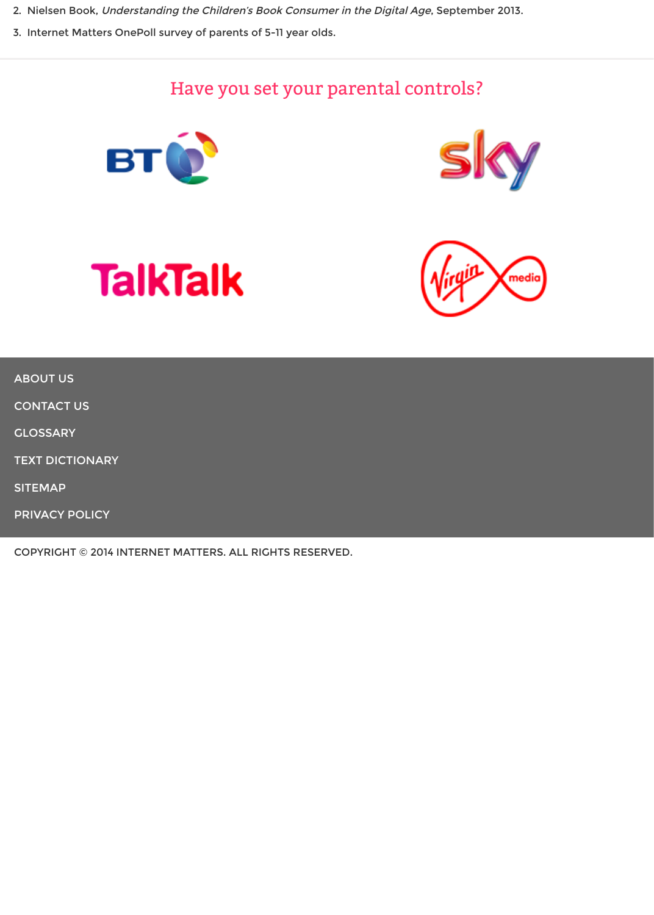2. Nielsen Book, *Understanding the Children's Book Consumer in the Digital Age*, September 2013.
3. Internet Matters OnePoll survey of parents of 5-11 year olds.

## Have you set your parental controls?

BT

sky

TalkTalk

Virgin media

ABOUT US

CONTACT US

GLOSSARY

TEXT DICTIONARY

SITEMAP

PRIVACY POLICY

COPYRIGHT © 2014 INTERNET MATTERS. ALL RIGHTS RESERVED.